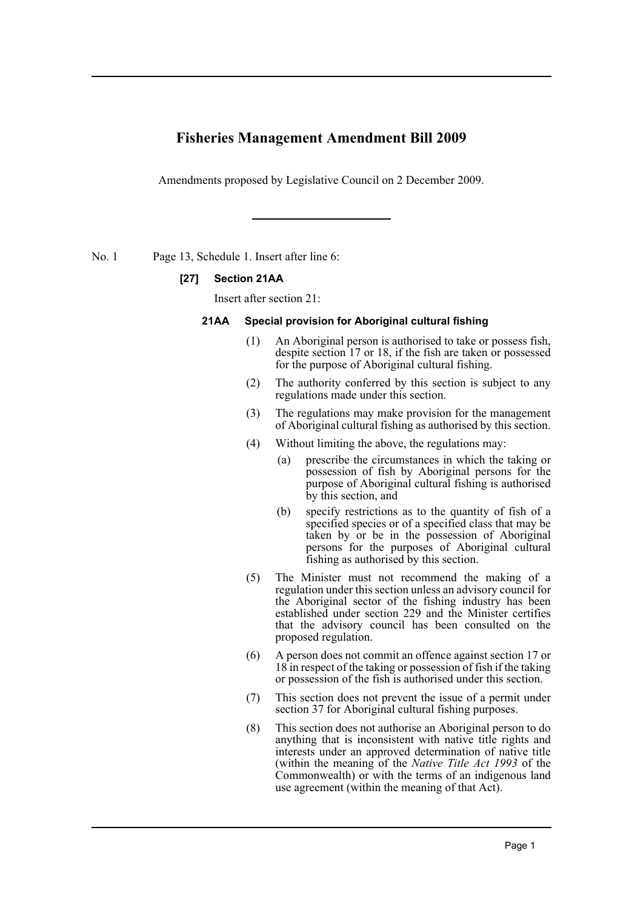# Fisheries Management Amendment Bill 2009

Amendments proposed by Legislative Council on 2 December 2009.

---

No. 1 Page 13, Schedule 1. Insert after line 6:

**[27] Section 21AA**

Insert after section 21:

**21AA Special provision for Aboriginal cultural fishing**

(1) An Aboriginal person is authorised to take or possess fish, despite section 17 or 18, if the fish are taken or possessed for the purpose of Aboriginal cultural fishing.

(2) The authority conferred by this section is subject to any regulations made under this section.

(3) The regulations may make provision for the management of Aboriginal cultural fishing as authorised by this section.

(4) Without limiting the above, the regulations may:

(a) prescribe the circumstances in which the taking or possession of fish by Aboriginal persons for the purpose of Aboriginal cultural fishing is authorised by this section, and

(b) specify restrictions as to the quantity of fish of a specified species or of a specified class that may be taken by or be in the possession of Aboriginal persons for the purposes of Aboriginal cultural fishing as authorised by this section.

(5) The Minister must not recommend the making of a regulation under this section unless an advisory council for the Aboriginal sector of the fishing industry has been established under section 229 and the Minister certifies that the advisory council has been consulted on the proposed regulation.

(6) A person does not commit an offence against section 17 or 18 in respect of the taking or possession of fish if the taking or possession of the fish is authorised under this section.

(7) This section does not prevent the issue of a permit under section 37 for Aboriginal cultural fishing purposes.

(8) This section does not authorise an Aboriginal person to do anything that is inconsistent with native title rights and interests under an approved determination of native title (within the meaning of the *Native Title Act 1993* of the Commonwealth) or with the terms of an indigenous land use agreement (within the meaning of that Act).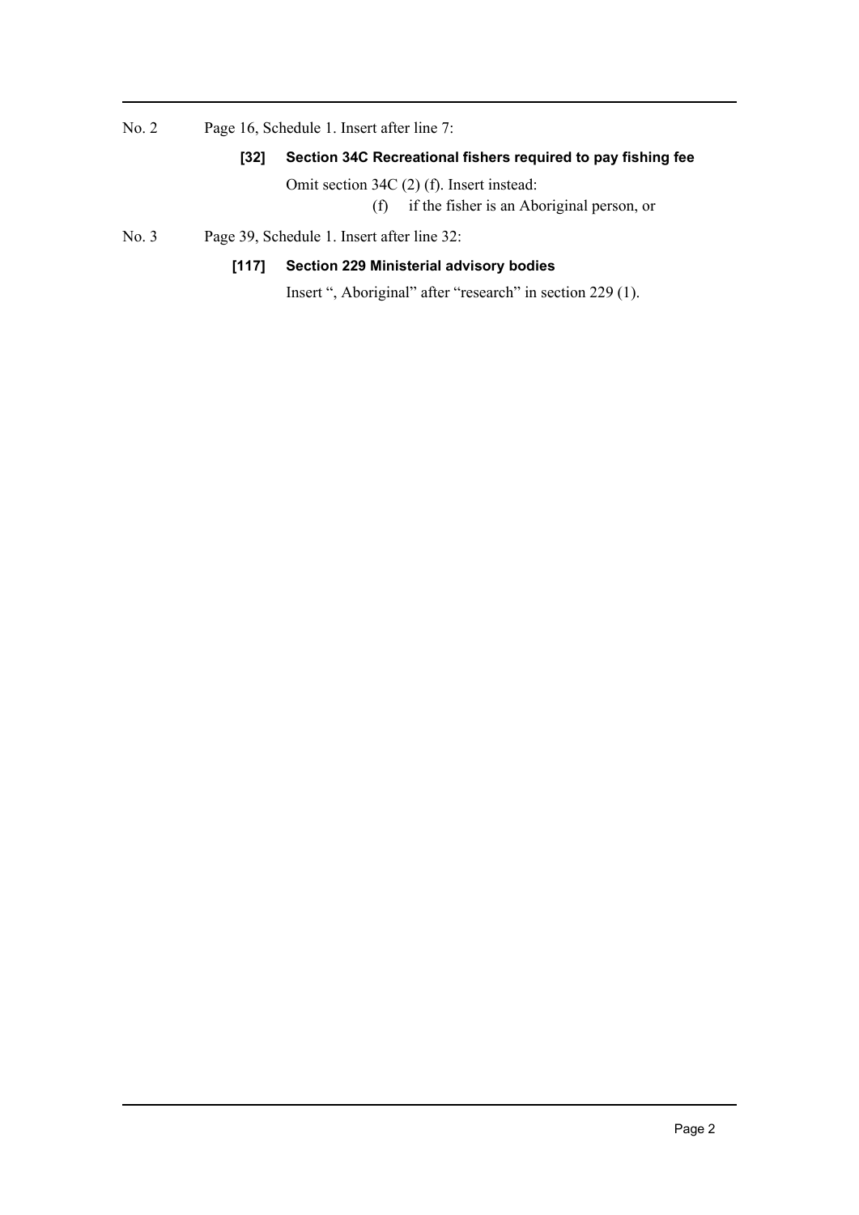No. 2 Page 16, Schedule 1. Insert after line 7:

**[32] Section 34C Recreational fishers required to pay fishing fee**

Omit section 34C (2) (f). Insert instead:

(f) if the fisher is an Aboriginal person, or

No. 3 Page 39, Schedule 1. Insert after line 32:

**[117] Section 229 Ministerial advisory bodies**

Insert ", Aboriginal" after "research" in section 229 (1).